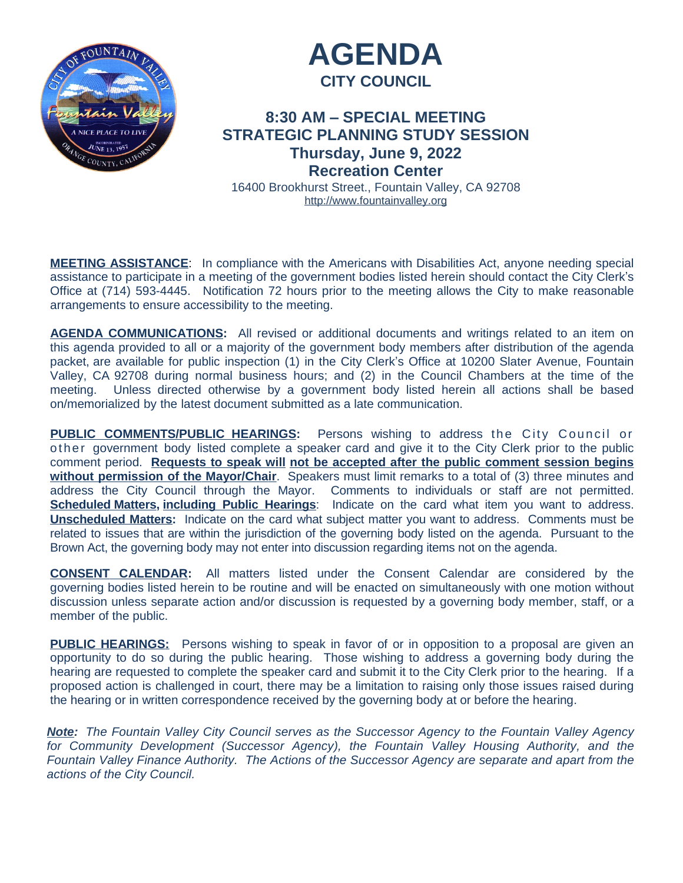# AGENDA

## CITY COUNCIL

### 8:30 AM – SPECIAL MEETING
### STRATEGIC PLANNING STUDY SESSION
### Thursday, June 9, 2022
### Recreation Center

16400 Brookhurst Street., Fountain Valley, CA 92708
http://www.fountainvalley.org

**MEETING ASSISTANCE**: In compliance with the Americans with Disabilities Act, anyone needing special assistance to participate in a meeting of the government bodies listed herein should contact the City Clerk's Office at (714) 593-4445. Notification 72 hours prior to the meeting allows the City to make reasonable arrangements to ensure accessibility to the meeting.

**AGENDA COMMUNICATIONS:** All revised or additional documents and writings related to an item on this agenda provided to all or a majority of the government body members after distribution of the agenda packet, are available for public inspection (1) in the City Clerk's Office at 10200 Slater Avenue, Fountain Valley, CA 92708 during normal business hours; and (2) in the Council Chambers at the time of the meeting. Unless directed otherwise by a government body listed herein all actions shall be based on/memorialized by the latest document submitted as a late communication.

**PUBLIC COMMENTS/PUBLIC HEARINGS:** Persons wishing to address the City Council or other government body listed complete a speaker card and give it to the City Clerk prior to the public comment period. **Requests to speak will not be accepted after the public comment session begins without permission of the Mayor/Chair**. Speakers must limit remarks to a total of (3) three minutes and address the City Council through the Mayor. Comments to individuals or staff are not permitted. **Scheduled Matters, including Public Hearings**: Indicate on the card what item you want to address. **Unscheduled Matters:** Indicate on the card what subject matter you want to address. Comments must be related to issues that are within the jurisdiction of the governing body listed on the agenda. Pursuant to the Brown Act, the governing body may not enter into discussion regarding items not on the agenda.

**CONSENT CALENDAR:** All matters listed under the Consent Calendar are considered by the governing bodies listed herein to be routine and will be enacted on simultaneously with one motion without discussion unless separate action and/or discussion is requested by a governing body member, staff, or a member of the public.

**PUBLIC HEARINGS:** Persons wishing to speak in favor of or in opposition to a proposal are given an opportunity to do so during the public hearing. Those wishing to address a governing body during the hearing are requested to complete the speaker card and submit it to the City Clerk prior to the hearing. If a proposed action is challenged in court, there may be a limitation to raising only those issues raised during the hearing or in written correspondence received by the governing body at or before the hearing.

***Note:** The Fountain Valley City Council serves as the Successor Agency to the Fountain Valley Agency for Community Development (Successor Agency), the Fountain Valley Housing Authority, and the Fountain Valley Finance Authority. The Actions of the Successor Agency are separate and apart from the actions of the City Council.*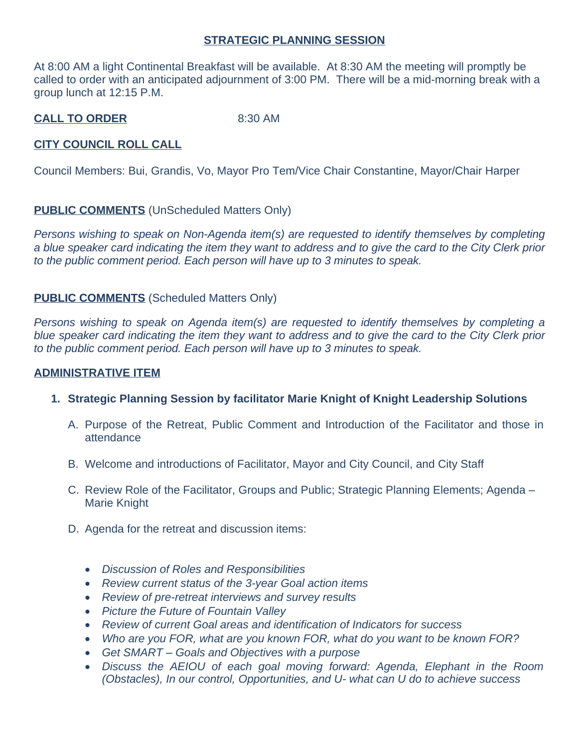## STRATEGIC PLANNING SESSION

At 8:00 AM a light Continental Breakfast will be available. At 8:30 AM the meeting will promptly be called to order with an anticipated adjournment of 3:00 PM. There will be a mid-morning break with a group lunch at 12:15 P.M.

**CALL TO ORDER** 8:30 AM

**CITY COUNCIL ROLL CALL**

Council Members: Bui, Grandis, Vo, Mayor Pro Tem/Vice Chair Constantine, Mayor/Chair Harper

**PUBLIC COMMENTS** (UnScheduled Matters Only)

*Persons wishing to speak on Non-Agenda item(s) are requested to identify themselves by completing a blue speaker card indicating the item they want to address and to give the card to the City Clerk prior to the public comment period. Each person will have up to 3 minutes to speak.*

**PUBLIC COMMENTS** (Scheduled Matters Only)

*Persons wishing to speak on Agenda item(s) are requested to identify themselves by completing a blue speaker card indicating the item they want to address and to give the card to the City Clerk prior to the public comment period. Each person will have up to 3 minutes to speak.*

**ADMINISTRATIVE ITEM**

1. **Strategic Planning Session by facilitator Marie Knight of Knight Leadership Solutions**

   A. Purpose of the Retreat, Public Comment and Introduction of the Facilitator and those in attendance

   B. Welcome and introductions of Facilitator, Mayor and City Council, and City Staff

   C. Review Role of the Facilitator, Groups and Public; Strategic Planning Elements; Agenda – Marie Knight

   D. Agenda for the retreat and discussion items:

      - *Discussion of Roles and Responsibilities*
      - *Review current status of the 3-year Goal action items*
      - *Review of pre-retreat interviews and survey results*
      - *Picture the Future of Fountain Valley*
      - *Review of current Goal areas and identification of Indicators for success*
      - *Who are you FOR, what are you known FOR, what do you want to be known FOR?*
      - *Get SMART – Goals and Objectives with a purpose*
      - *Discuss the AEIOU of each goal moving forward: Agenda, Elephant in the Room (Obstacles), In our control, Opportunities, and U- what can U do to achieve success*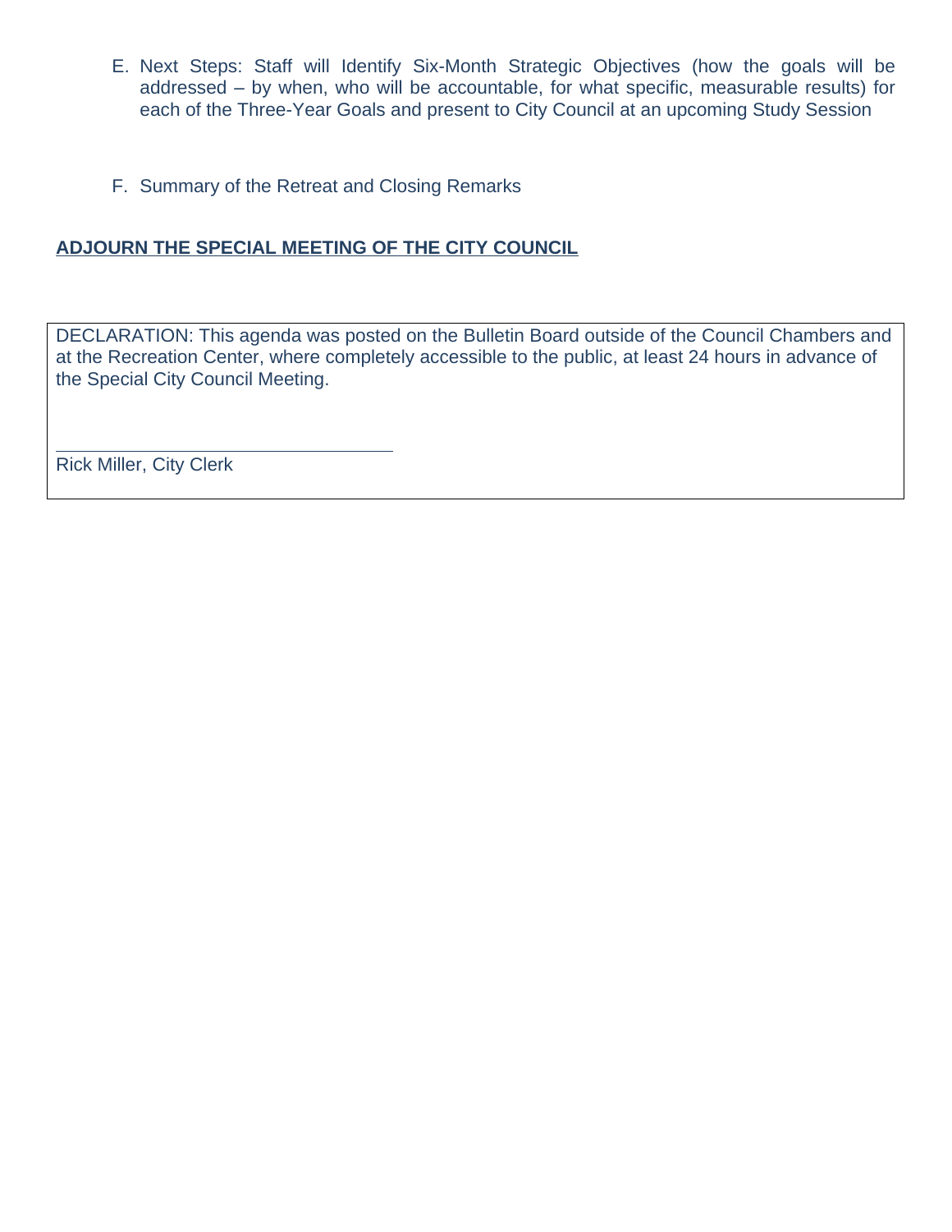E. Next Steps: Staff will Identify Six-Month Strategic Objectives (how the goals will be addressed – by when, who will be accountable, for what specific, measurable results) for each of the Three-Year Goals and present to City Council at an upcoming Study Session

F. Summary of the Retreat and Closing Remarks

**ADJOURN THE SPECIAL MEETING OF THE CITY COUNCIL**

DECLARATION: This agenda was posted on the Bulletin Board outside of the Council Chambers and at the Recreation Center, where completely accessible to the public, at least 24 hours in advance of the Special City Council Meeting.

\_\_\_\_\_\_\_\_\_\_\_\_\_\_\_\_\_\_\_\_\_\_\_\_\_\_\_\_\_\_\_\_\_\_\_\_

Rick Miller, City Clerk